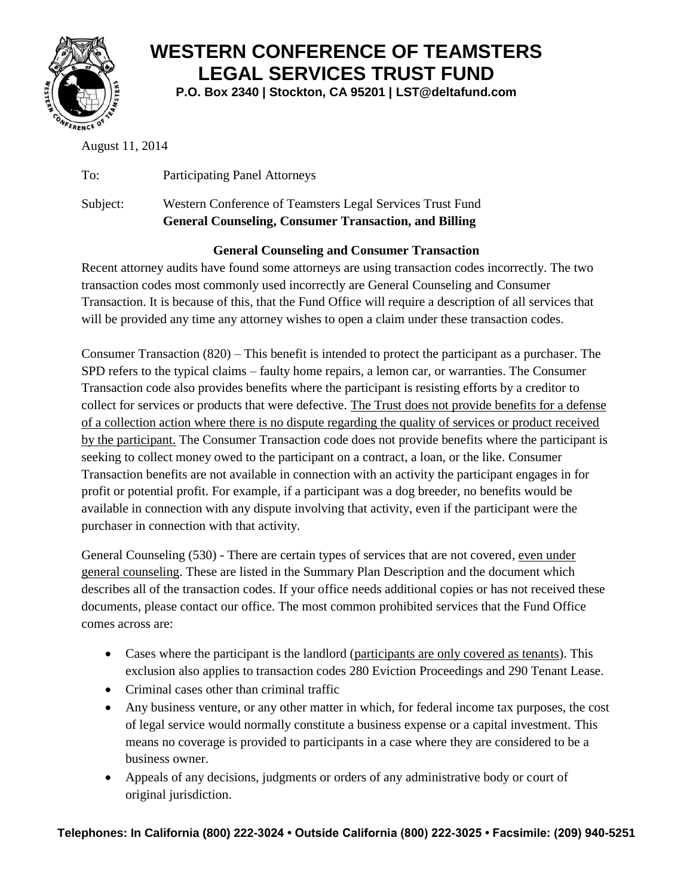# WESTERN CONFERENCE OF TEAMSTERS LEGAL SERVICES TRUST FUND

**P.O. Box 2340 | Stockton, CA 95201 | LST@deltafund.com**

August 11, 2014

To: Participating Panel Attorneys

Subject: Western Conference of Teamsters Legal Services Trust Fund
**General Counseling, Consumer Transaction, and Billing**

### General Counseling and Consumer Transaction

Recent attorney audits have found some attorneys are using transaction codes incorrectly. The two transaction codes most commonly used incorrectly are General Counseling and Consumer Transaction. It is because of this, that the Fund Office will require a description of all services that will be provided any time any attorney wishes to open a claim under these transaction codes.

Consumer Transaction (820) – This benefit is intended to protect the participant as a purchaser. The SPD refers to the typical claims – faulty home repairs, a lemon car, or warranties. The Consumer Transaction code also provides benefits where the participant is resisting efforts by a creditor to collect for services or products that were defective. <u>The Trust does not provide benefits for a defense of a collection action where there is no dispute regarding the quality of services or product received by the participant.</u> The Consumer Transaction code does not provide benefits where the participant is seeking to collect money owed to the participant on a contract, a loan, or the like. Consumer Transaction benefits are not available in connection with an activity the participant engages in for profit or potential profit. For example, if a participant was a dog breeder, no benefits would be available in connection with any dispute involving that activity, even if the participant were the purchaser in connection with that activity.

General Counseling (530) - There are certain types of services that are not covered, <u>even under general counseling</u>. These are listed in the Summary Plan Description and the document which describes all of the transaction codes. If your office needs additional copies or has not received these documents, please contact our office. The most common prohibited services that the Fund Office comes across are:

- Cases where the participant is the landlord (<u>participants are only covered as tenants</u>). This exclusion also applies to transaction codes 280 Eviction Proceedings and 290 Tenant Lease.
- Criminal cases other than criminal traffic
- Any business venture, or any other matter in which, for federal income tax purposes, the cost of legal service would normally constitute a business expense or a capital investment. This means no coverage is provided to participants in a case where they are considered to be a business owner.
- Appeals of any decisions, judgments or orders of any administrative body or court of original jurisdiction.

**Telephones: In California (800) 222-3024 • Outside California (800) 222-3025 • Facsimile: (209) 940-5251**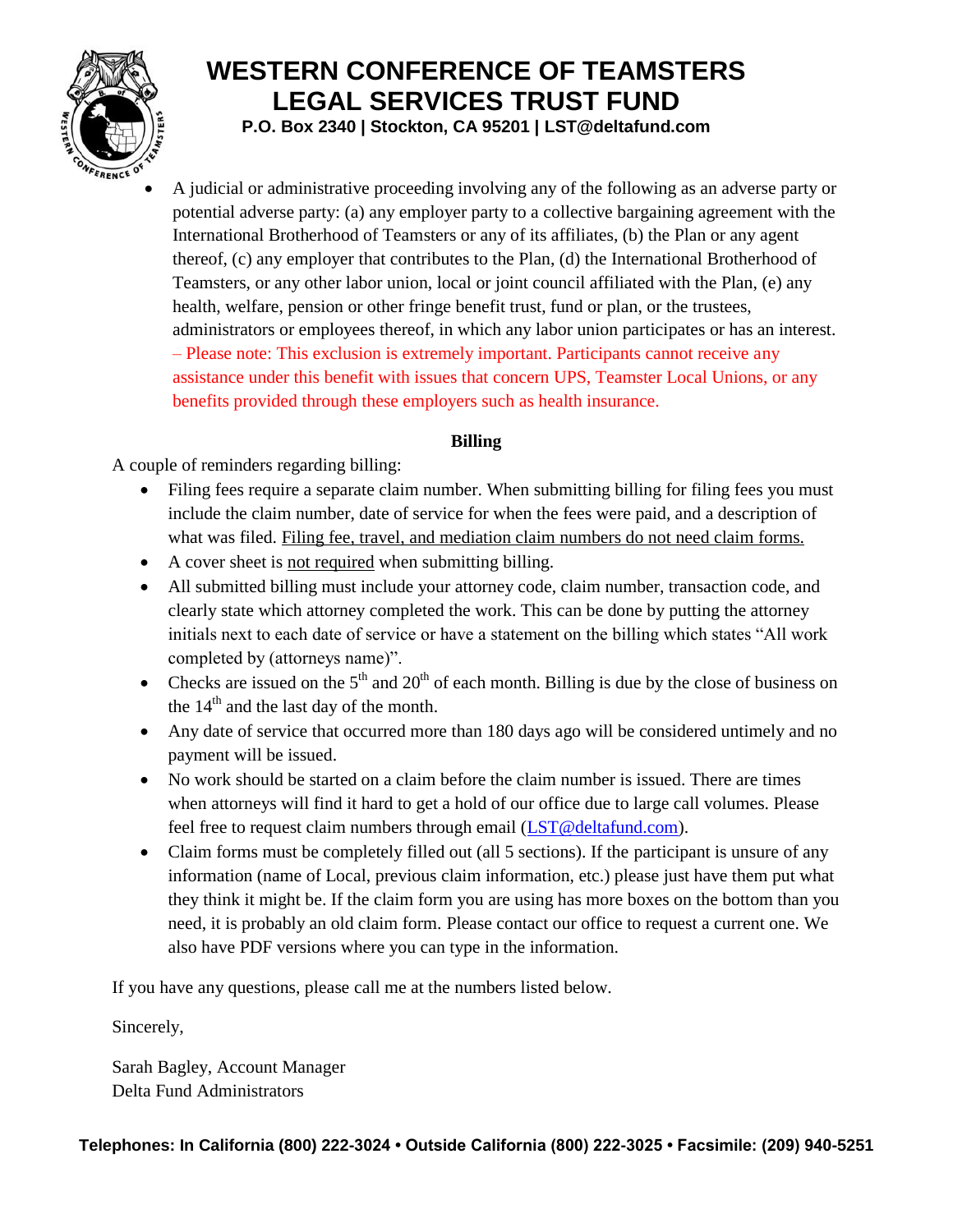# WESTERN CONFERENCE OF TEAMSTERS LEGAL SERVICES TRUST FUND

**P.O. Box 2340 | Stockton, CA 95201 | LST@deltafund.com**

- A judicial or administrative proceeding involving any of the following as an adverse party or potential adverse party: (a) any employer party to a collective bargaining agreement with the International Brotherhood of Teamsters or any of its affiliates, (b) the Plan or any agent thereof, (c) any employer that contributes to the Plan, (d) the International Brotherhood of Teamsters, or any other labor union, local or joint council affiliated with the Plan, (e) any health, welfare, pension or other fringe benefit trust, fund or plan, or the trustees, administrators or employees thereof, in which any labor union participates or has an interest. – Please note: This exclusion is extremely important. Participants cannot receive any assistance under this benefit with issues that concern UPS, Teamster Local Unions, or any benefits provided through these employers such as health insurance.

**Billing**

A couple of reminders regarding billing:

- Filing fees require a separate claim number. When submitting billing for filing fees you must include the claim number, date of service for when the fees were paid, and a description of what was filed. Filing fee, travel, and mediation claim numbers do not need claim forms.
- A cover sheet is not required when submitting billing.
- All submitted billing must include your attorney code, claim number, transaction code, and clearly state which attorney completed the work. This can be done by putting the attorney initials next to each date of service or have a statement on the billing which states "All work completed by (attorneys name)".
- Checks are issued on the 5th and 20th of each month. Billing is due by the close of business on the 14th and the last day of the month.
- Any date of service that occurred more than 180 days ago will be considered untimely and no payment will be issued.
- No work should be started on a claim before the claim number is issued. There are times when attorneys will find it hard to get a hold of our office due to large call volumes. Please feel free to request claim numbers through email (LST@deltafund.com).
- Claim forms must be completely filled out (all 5 sections). If the participant is unsure of any information (name of Local, previous claim information, etc.) please just have them put what they think it might be. If the claim form you are using has more boxes on the bottom than you need, it is probably an old claim form. Please contact our office to request a current one. We also have PDF versions where you can type in the information.

If you have any questions, please call me at the numbers listed below.

Sincerely,

Sarah Bagley, Account Manager
Delta Fund Administrators

**Telephones: In California (800) 222-3024 • Outside California (800) 222-3025 • Facsimile: (209) 940-5251**